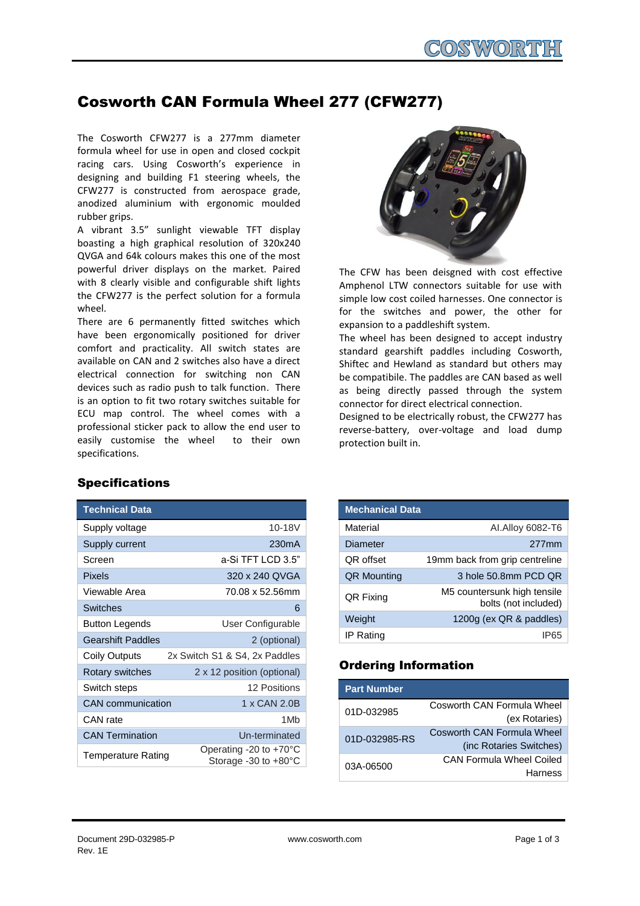# Cosworth CAN Formula Wheel 277 (CFW277)

The Cosworth CFW277 is a 277mm diameter formula wheel for use in open and closed cockpit racing cars. Using Cosworth's experience in designing and building F1 steering wheels, the CFW277 is constructed from aerospace grade, anodized aluminium with ergonomic moulded rubber grips.

A vibrant 3.5" sunlight viewable TFT display boasting a high graphical resolution of 320x240 QVGA and 64k colours makes this one of the most powerful driver displays on the market. Paired with 8 clearly visible and configurable shift lights the CFW277 is the perfect solution for a formula wheel.

There are 6 permanently fitted switches which have been ergonomically positioned for driver comfort and practicality. All switch states are available on CAN and 2 switches also have a direct electrical connection for switching non CAN devices such as radio push to talk function. There is an option to fit two rotary switches suitable for ECU map control. The wheel comes with a professional sticker pack to allow the end user to easily customise the wheel to their own specifications.

The CFW has been deisgned with cost effective Amphenol LTW connectors suitable for use with simple low cost coiled harnesses. One connector is for the switches and power, the other for expansion to a paddleshift system.

The wheel has been designed to accept industry standard gearshift paddles including Cosworth, Shiftec and Hewland as standard but others may be compatibile. The paddles are CAN based as well as being directly passed through the system connector for direct electrical connection.

Designed to be electrically robust, the CFW277 has reverse-battery, over-voltage and load dump protection built in.

## Specifications

| Technical Data | |
|---|---|
| Supply voltage | 10-18V |
| Supply current | 230mA |
| Screen | a-Si TFT LCD 3.5" |
| Pixels | 320 x 240 QVGA |
| Viewable Area | 70.08 x 52.56mm |
| Switches | 6 |
| Button Legends | User Configurable |
| Gearshift Paddles | 2 (optional) |
| Coily Outputs | 2x Switch S1 & S4, 2x Paddles |
| Rotary switches | 2 x 12 position (optional) |
| Switch steps | 12 Positions |
| CAN communication | 1 x CAN 2.0B |
| CAN rate | 1Mb |
| CAN Termination | Un-terminated |
| Temperature Rating | Operating -20 to +70°C<br>Storage -30 to +80°C |

| Mechanical Data | |
|---|---|
| Material | Al.Alloy 6082-T6 |
| Diameter | 277mm |
| QR offset | 19mm back from grip centreline |
| QR Mounting | 3 hole 50.8mm PCD QR |
| QR Fixing | M5 countersunk high tensile bolts (not included) |
| Weight | 1200g (ex QR & paddles) |
| IP Rating | IP65 |

## Ordering Information

| Part Number | |
|---|---|
| 01D-032985 | Cosworth CAN Formula Wheel (ex Rotaries) |
| 01D-032985-RS | Cosworth CAN Formula Wheel (inc Rotaries Switches) |
| 03A-06500 | CAN Formula Wheel Coiled Harness |

Document 29D-032985-P
Rev. 1E

www.cosworth.com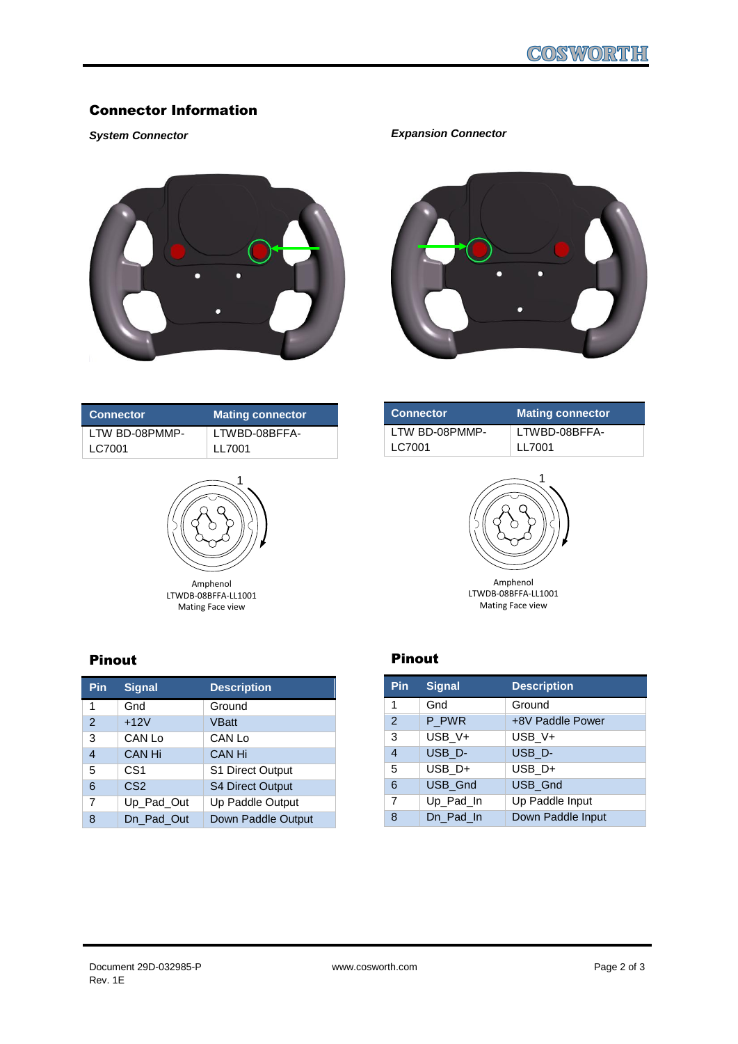## Connector Information

### *System Connector*

| Connector | Mating connector |
|---|---|
| LTW BD-08PMMP-LC7001 | LTWBD-08BFFA-LL7001 |

Amphenol
LTWDB-08BFFA-LL1001
Mating Face view

### Pinout

| Pin | Signal | Description |
|---|---|---|
| 1 | Gnd | Ground |
| 2 | +12V | VBatt |
| 3 | CAN Lo | CAN Lo |
| 4 | CAN Hi | CAN Hi |
| 5 | CS1 | S1 Direct Output |
| 6 | CS2 | S4 Direct Output |
| 7 | Up_Pad_Out | Up Paddle Output |
| 8 | Dn_Pad_Out | Down Paddle Output |

### *Expansion Connector*

| Connector | Mating connector |
|---|---|
| LTW BD-08PMMP-LC7001 | LTWBD-08BFFA-LL7001 |

Amphenol
LTWDB-08BFFA-LL1001
Mating Face view

### Pinout

| Pin | Signal | Description |
|---|---|---|
| 1 | Gnd | Ground |
| 2 | P_PWR | +8V Paddle Power |
| 3 | USB_V+ | USB_V+ |
| 4 | USB_D- | USB_D- |
| 5 | USB_D+ | USB_D+ |
| 6 | USB_Gnd | USB_Gnd |
| 7 | Up_Pad_In | Up Paddle Input |
| 8 | Dn_Pad_In | Down Paddle Input |

Document 29D-032985-P
Rev. 1E

www.cosworth.com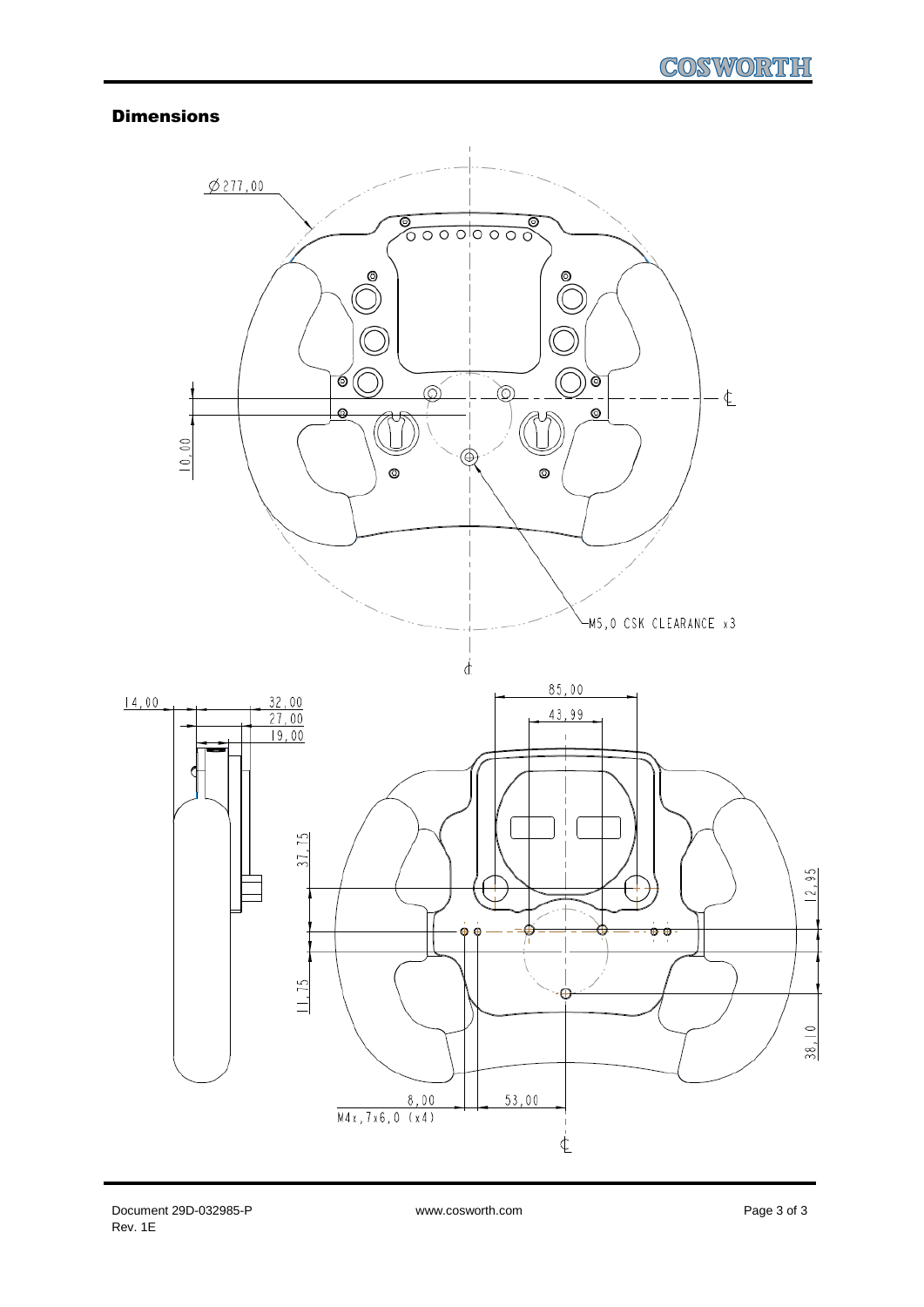## Dimensions

Ø277,00

10,00

M5,0 CSK CLEARANCE x3

14,00

32,00

27,00

19,00

85,00

43,99

37,75

12,95

11,75

38,10

8,00

M4x,7x6,0 (x4)

53,00